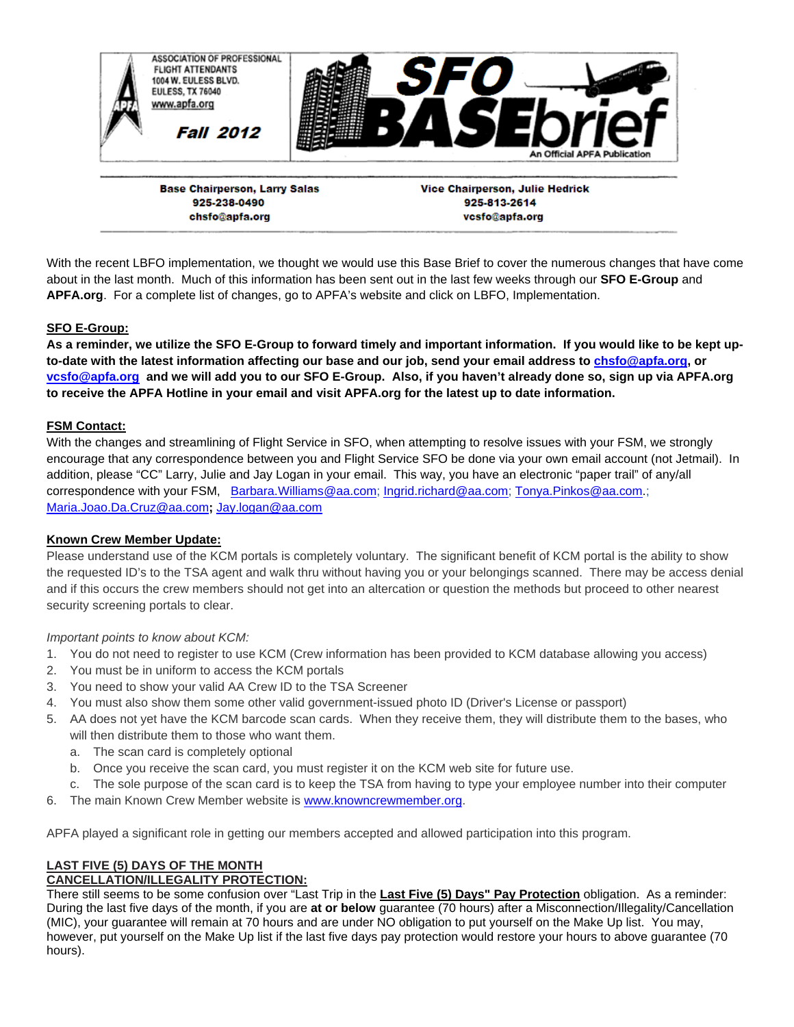ASSOCIATION OF PROFESSIONAL FLIGHT ATTENDANTS
1004 W. EULESS BLVD.
EULESS, TX 76040
www.apfa.org

**Fall 2012**

# SFO BASEbrief

An Official APFA Publication

**Base Chairperson, Larry Salas**
**925-238-0490**
**chsfo@apfa.org**

**Vice Chairperson, Julie Hedrick**
**925-813-2614**
**vcsfo@apfa.org**

With the recent LBFO implementation, we thought we would use this Base Brief to cover the numerous changes that have come about in the last month. Much of this information has been sent out in the last few weeks through our **SFO E-Group** and **APFA.org**. For a complete list of changes, go to APFA's website and click on LBFO, Implementation.

## SFO E-Group:

**As a reminder, we utilize the SFO E-Group to forward timely and important information. If you would like to be kept up-to-date with the latest information affecting our base and our job, send your email address to chsfo@apfa.org, or vcsfo@apfa.org and we will add you to our SFO E-Group. Also, if you haven't already done so, sign up via APFA.org to receive the APFA Hotline in your email and visit APFA.org for the latest up to date information.**

## FSM Contact:

With the changes and streamlining of Flight Service in SFO, when attempting to resolve issues with your FSM, we strongly encourage that any correspondence between you and Flight Service SFO be done via your own email account (not Jetmail). In addition, please "CC" Larry, Julie and Jay Logan in your email. This way, you have an electronic "paper trail" of any/all correspondence with your FSM, Barbara.Williams@aa.com; Ingrid.richard@aa.com; Tonya.Pinkos@aa.com.; Maria.Joao.Da.Cruz@aa.com**;** Jay.logan@aa.com

## Known Crew Member Update:

Please understand use of the KCM portals is completely voluntary. The significant benefit of KCM portal is the ability to show the requested ID's to the TSA agent and walk thru without having you or your belongings scanned. There may be access denial and if this occurs the crew members should not get into an altercation or question the methods but proceed to other nearest security screening portals to clear.

*Important points to know about KCM:*

1. You do not need to register to use KCM (Crew information has been provided to KCM database allowing you access)
2. You must be in uniform to access the KCM portals
3. You need to show your valid AA Crew ID to the TSA Screener
4. You must also show them some other valid government-issued photo ID (Driver's License or passport)
5. AA does not yet have the KCM barcode scan cards. When they receive them, they will distribute them to the bases, who will then distribute them to those who want them.
   a. The scan card is completely optional
   b. Once you receive the scan card, you must register it on the KCM web site for future use.
   c. The sole purpose of the scan card is to keep the TSA from having to type your employee number into their computer
6. The main Known Crew Member website is www.knowncrewmember.org.

APFA played a significant role in getting our members accepted and allowed participation into this program.

## LAST FIVE (5) DAYS OF THE MONTH CANCELLATION/ILLEGALITY PROTECTION:

There still seems to be some confusion over "Last Trip in the **Last Five (5) Days" Pay Protection** obligation. As a reminder: During the last five days of the month, if you are **at or below** guarantee (70 hours) after a Misconnection/Illegality/Cancellation (MIC), your guarantee will remain at 70 hours and are under NO obligation to put yourself on the Make Up list. You may, however, put yourself on the Make Up list if the last five days pay protection would restore your hours to above guarantee (70 hours).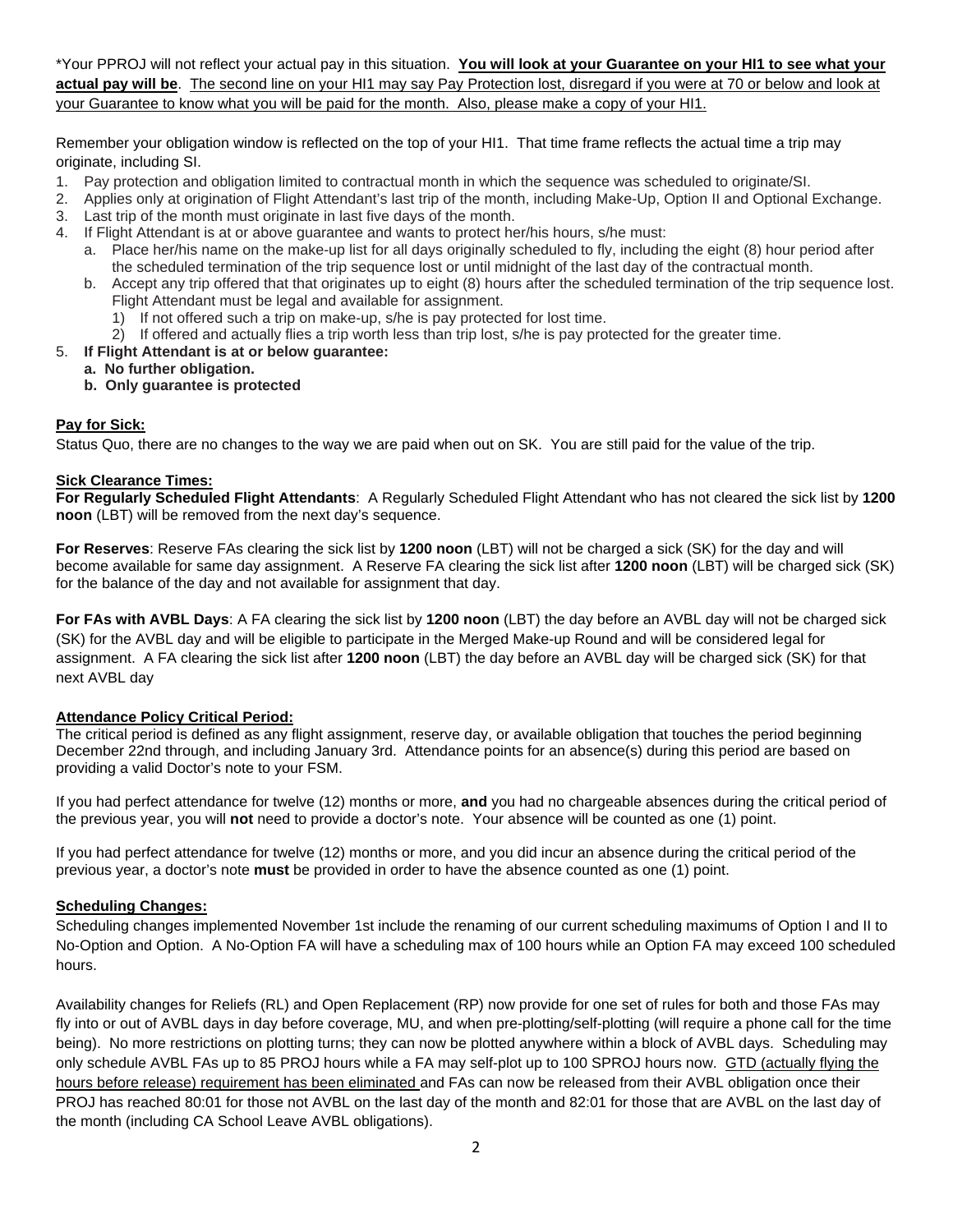*Your PPROJ will not reflect your actual pay in this situation. **You will look at your Guarantee on your HI1 to see what your actual pay will be**. The second line on your HI1 may say Pay Protection lost, disregard if you were at 70 or below and look at your Guarantee to know what you will be paid for the month. Also, please make a copy of your HI1.

Remember your obligation window is reflected on the top of your HI1. That time frame reflects the actual time a trip may originate, including SI.

1. Pay protection and obligation limited to contractual month in which the sequence was scheduled to originate/SI.
2. Applies only at origination of Flight Attendant's last trip of the month, including Make-Up, Option II and Optional Exchange.
3. Last trip of the month must originate in last five days of the month.
4. If Flight Attendant is at or above guarantee and wants to protect her/his hours, s/he must:
   a. Place her/his name on the make-up list for all days originally scheduled to fly, including the eight (8) hour period after the scheduled termination of the trip sequence lost or until midnight of the last day of the contractual month.
   b. Accept any trip offered that that originates up to eight (8) hours after the scheduled termination of the trip sequence lost. Flight Attendant must be legal and available for assignment.
      1) If not offered such a trip on make-up, s/he is pay protected for lost time.
      2) If offered and actually flies a trip worth less than trip lost, s/he is pay protected for the greater time.
5. **If Flight Attendant is at or below guarantee:**
   **a. No further obligation.**
   **b. Only guarantee is protected**

**Pay for Sick:**

Status Quo, there are no changes to the way we are paid when out on SK. You are still paid for the value of the trip.

**Sick Clearance Times:**

**For Regularly Scheduled Flight Attendants**: A Regularly Scheduled Flight Attendant who has not cleared the sick list by **1200 noon** (LBT) will be removed from the next day's sequence.

**For Reserves**: Reserve FAs clearing the sick list by **1200 noon** (LBT) will not be charged a sick (SK) for the day and will become available for same day assignment. A Reserve FA clearing the sick list after **1200 noon** (LBT) will be charged sick (SK) for the balance of the day and not available for assignment that day.

**For FAs with AVBL Days**: A FA clearing the sick list by **1200 noon** (LBT) the day before an AVBL day will not be charged sick (SK) for the AVBL day and will be eligible to participate in the Merged Make-up Round and will be considered legal for assignment. A FA clearing the sick list after **1200 noon** (LBT) the day before an AVBL day will be charged sick (SK) for that next AVBL day

**Attendance Policy Critical Period:**

The critical period is defined as any flight assignment, reserve day, or available obligation that touches the period beginning December 22nd through, and including January 3rd. Attendance points for an absence(s) during this period are based on providing a valid Doctor's note to your FSM.

If you had perfect attendance for twelve (12) months or more, **and** you had no chargeable absences during the critical period of the previous year, you will **not** need to provide a doctor's note. Your absence will be counted as one (1) point.

If you had perfect attendance for twelve (12) months or more, and you did incur an absence during the critical period of the previous year, a doctor's note **must** be provided in order to have the absence counted as one (1) point.

**Scheduling Changes:**

Scheduling changes implemented November 1st include the renaming of our current scheduling maximums of Option I and II to No-Option and Option. A No-Option FA will have a scheduling max of 100 hours while an Option FA may exceed 100 scheduled hours.

Availability changes for Reliefs (RL) and Open Replacement (RP) now provide for one set of rules for both and those FAs may fly into or out of AVBL days in day before coverage, MU, and when pre-plotting/self-plotting (will require a phone call for the time being). No more restrictions on plotting turns; they can now be plotted anywhere within a block of AVBL days. Scheduling may only schedule AVBL FAs up to 85 PROJ hours while a FA may self-plot up to 100 SPROJ hours now. GTD (actually flying the hours before release) requirement has been eliminated and FAs can now be released from their AVBL obligation once their PROJ has reached 80:01 for those not AVBL on the last day of the month and 82:01 for those that are AVBL on the last day of the month (including CA School Leave AVBL obligations).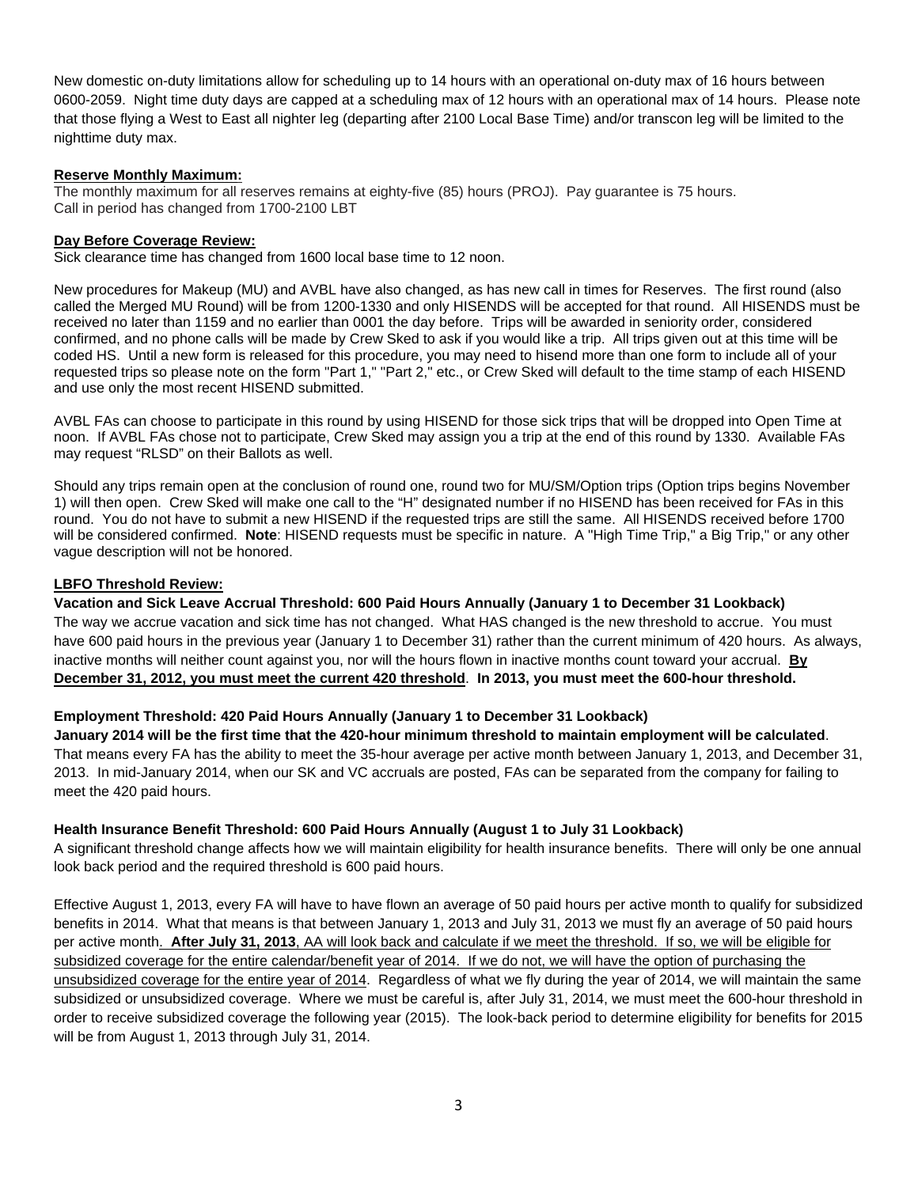New domestic on-duty limitations allow for scheduling up to 14 hours with an operational on-duty max of 16 hours between 0600-2059. Night time duty days are capped at a scheduling max of 12 hours with an operational max of 14 hours. Please note that those flying a West to East all nighter leg (departing after 2100 Local Base Time) and/or transcon leg will be limited to the nighttime duty max.

**Reserve Monthly Maximum:**

The monthly maximum for all reserves remains at eighty-five (85) hours (PROJ). Pay guarantee is 75 hours.
Call in period has changed from 1700-2100 LBT

**Day Before Coverage Review:**

Sick clearance time has changed from 1600 local base time to 12 noon.

New procedures for Makeup (MU) and AVBL have also changed, as has new call in times for Reserves. The first round (also called the Merged MU Round) will be from 1200-1330 and only HISENDS will be accepted for that round. All HISENDS must be received no later than 1159 and no earlier than 0001 the day before. Trips will be awarded in seniority order, considered confirmed, and no phone calls will be made by Crew Sked to ask if you would like a trip. All trips given out at this time will be coded HS. Until a new form is released for this procedure, you may need to hisend more than one form to include all of your requested trips so please note on the form "Part 1," "Part 2," etc., or Crew Sked will default to the time stamp of each HISEND and use only the most recent HISEND submitted.

AVBL FAs can choose to participate in this round by using HISEND for those sick trips that will be dropped into Open Time at noon. If AVBL FAs chose not to participate, Crew Sked may assign you a trip at the end of this round by 1330. Available FAs may request "RLSD" on their Ballots as well.

Should any trips remain open at the conclusion of round one, round two for MU/SM/Option trips (Option trips begins November 1) will then open. Crew Sked will make one call to the "H" designated number if no HISEND has been received for FAs in this round. You do not have to submit a new HISEND if the requested trips are still the same. All HISENDS received before 1700 will be considered confirmed. **Note**: HISEND requests must be specific in nature. A "High Time Trip," a Big Trip," or any other vague description will not be honored.

**LBFO Threshold Review:**

**Vacation and Sick Leave Accrual Threshold: 600 Paid Hours Annually (January 1 to December 31 Lookback)**

The way we accrue vacation and sick time has not changed. What HAS changed is the new threshold to accrue. You must have 600 paid hours in the previous year (January 1 to December 31) rather than the current minimum of 420 hours. As always, inactive months will neither count against you, nor will the hours flown in inactive months count toward your accrual. **By December 31, 2012, you must meet the current 420 threshold**. **In 2013, you must meet the 600-hour threshold.**

**Employment Threshold: 420 Paid Hours Annually (January 1 to December 31 Lookback)**

**January 2014 will be the first time that the 420-hour minimum threshold to maintain employment will be calculated**. That means every FA has the ability to meet the 35-hour average per active month between January 1, 2013, and December 31, 2013. In mid-January 2014, when our SK and VC accruals are posted, FAs can be separated from the company for failing to meet the 420 paid hours.

**Health Insurance Benefit Threshold: 600 Paid Hours Annually (August 1 to July 31 Lookback)**

A significant threshold change affects how we will maintain eligibility for health insurance benefits. There will only be one annual look back period and the required threshold is 600 paid hours.

Effective August 1, 2013, every FA will have to have flown an average of 50 paid hours per active month to qualify for subsidized benefits in 2014. What that means is that between January 1, 2013 and July 31, 2013 we must fly an average of 50 paid hours per active month. **After July 31, 2013**, AA will look back and calculate if we meet the threshold. If so, we will be eligible for subsidized coverage for the entire calendar/benefit year of 2014. If we do not, we will have the option of purchasing the unsubsidized coverage for the entire year of 2014. Regardless of what we fly during the year of 2014, we will maintain the same subsidized or unsubsidized coverage. Where we must be careful is, after July 31, 2014, we must meet the 600-hour threshold in order to receive subsidized coverage the following year (2015). The look-back period to determine eligibility for benefits for 2015 will be from August 1, 2013 through July 31, 2014.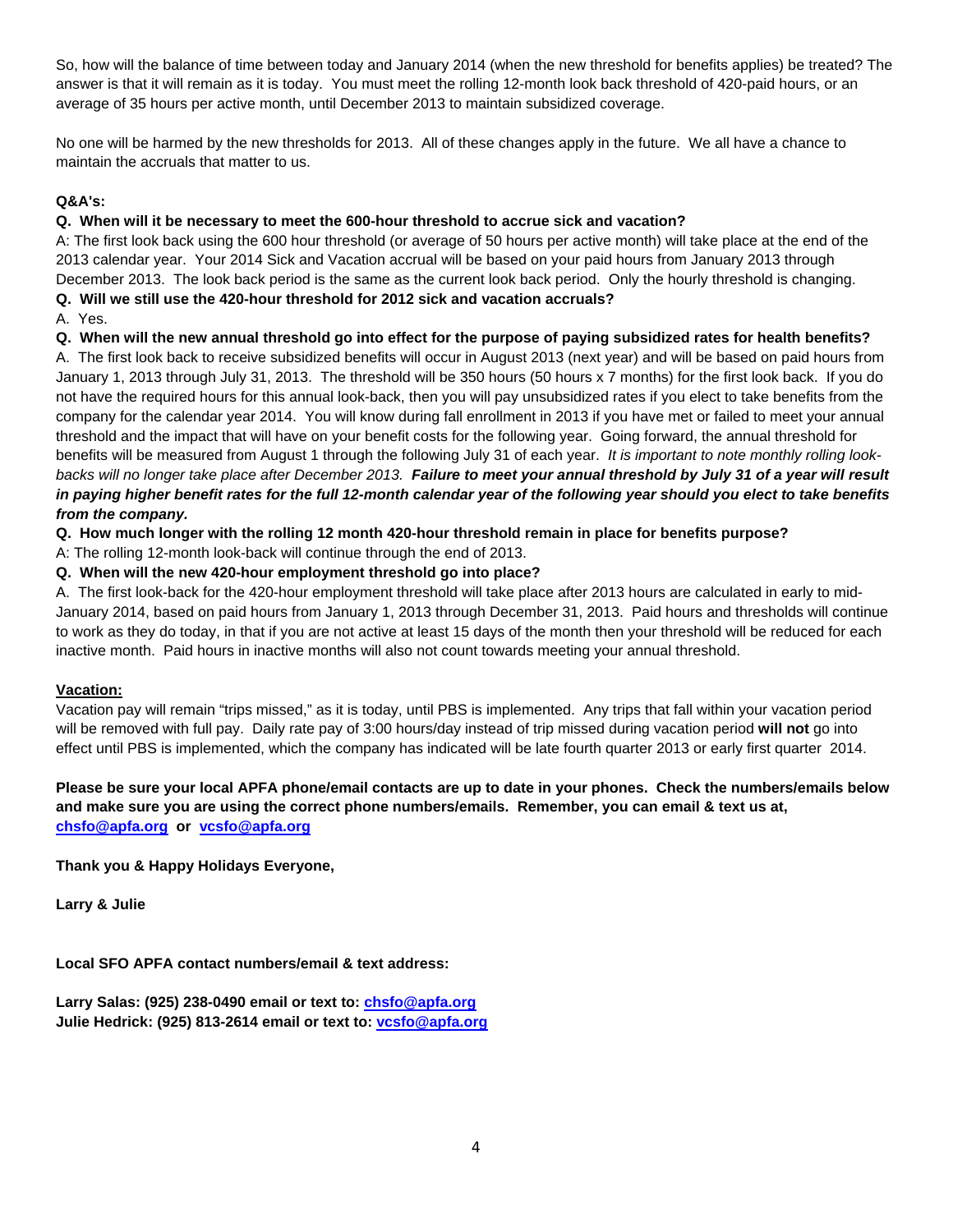So, how will the balance of time between today and January 2014 (when the new threshold for benefits applies) be treated? The answer is that it will remain as it is today. You must meet the rolling 12-month look back threshold of 420-paid hours, or an average of 35 hours per active month, until December 2013 to maintain subsidized coverage.

No one will be harmed by the new thresholds for 2013. All of these changes apply in the future. We all have a chance to maintain the accruals that matter to us.

**Q&A's:**

**Q. When will it be necessary to meet the 600-hour threshold to accrue sick and vacation?**

A: The first look back using the 600 hour threshold (or average of 50 hours per active month) will take place at the end of the 2013 calendar year. Your 2014 Sick and Vacation accrual will be based on your paid hours from January 2013 through December 2013. The look back period is the same as the current look back period. Only the hourly threshold is changing.

**Q. Will we still use the 420-hour threshold for 2012 sick and vacation accruals?**

A. Yes.

**Q. When will the new annual threshold go into effect for the purpose of paying subsidized rates for health benefits?**

A. The first look back to receive subsidized benefits will occur in August 2013 (next year) and will be based on paid hours from January 1, 2013 through July 31, 2013. The threshold will be 350 hours (50 hours x 7 months) for the first look back. If you do not have the required hours for this annual look-back, then you will pay unsubsidized rates if you elect to take benefits from the company for the calendar year 2014. You will know during fall enrollment in 2013 if you have met or failed to meet your annual threshold and the impact that will have on your benefit costs for the following year. Going forward, the annual threshold for benefits will be measured from August 1 through the following July 31 of each year. *It is important to note monthly rolling look-backs will no longer take place after December 2013.* ***Failure to meet your annual threshold by July 31 of a year will result in paying higher benefit rates for the full 12-month calendar year of the following year should you elect to take benefits from the company.***

**Q. How much longer with the rolling 12 month 420-hour threshold remain in place for benefits purpose?**

A: The rolling 12-month look-back will continue through the end of 2013.

**Q. When will the new 420-hour employment threshold go into place?**

A. The first look-back for the 420-hour employment threshold will take place after 2013 hours are calculated in early to mid-January 2014, based on paid hours from January 1, 2013 through December 31, 2013. Paid hours and thresholds will continue to work as they do today, in that if you are not active at least 15 days of the month then your threshold will be reduced for each inactive month. Paid hours in inactive months will also not count towards meeting your annual threshold.

**Vacation:**

Vacation pay will remain "trips missed," as it is today, until PBS is implemented. Any trips that fall within your vacation period will be removed with full pay. Daily rate pay of 3:00 hours/day instead of trip missed during vacation period **will not** go into effect until PBS is implemented, which the company has indicated will be late fourth quarter 2013 or early first quarter 2014.

**Please be sure your local APFA phone/email contacts are up to date in your phones. Check the numbers/emails below and make sure you are using the correct phone numbers/emails. Remember, you can email & text us at, chsfo@apfa.org or vcsfo@apfa.org**

**Thank you & Happy Holidays Everyone,**

**Larry & Julie**

**Local SFO APFA contact numbers/email & text address:**

**Larry Salas: (925) 238-0490 email or text to: chsfo@apfa.org**
**Julie Hedrick: (925) 813-2614 email or text to: vcsfo@apfa.org**